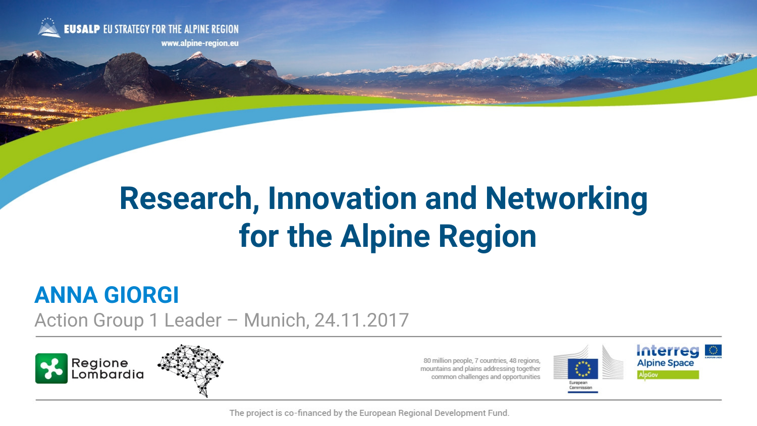EUSALP EU STRATEGY FOR THE ALPINE REGION
www.alpine-region.eu

# Research, Innovation and Networking for the Alpine Region

## ANNA GIORGI

Action Group 1 Leader – Munich, 24.11.2017

Regione Lombardia

80 million people, 7 countries, 48 regions, mountains and plains addressing together common challenges and opportunities

European Commission

Interreg Alpine Space AlpGov

The project is co-financed by the European Regional Development Fund.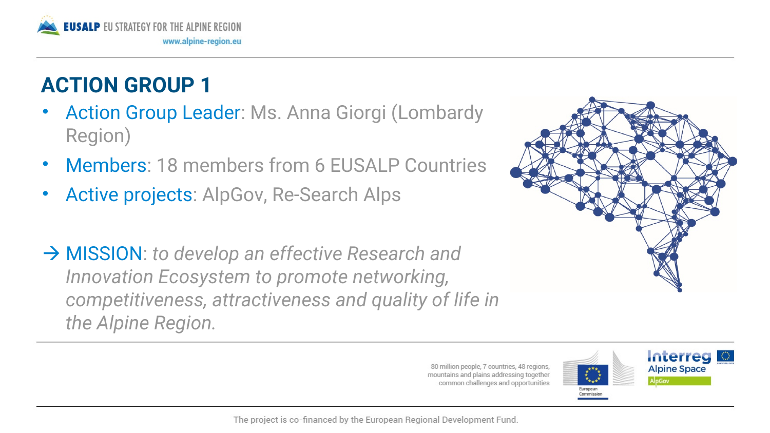## ACTION GROUP 1

- Action Group Leader: Ms. Anna Giorgi (Lombardy Region)
- Members: 18 members from 6 EUSALP Countries
- Active projects: AlpGov, Re-Search Alps

→ MISSION: *to develop an effective Research and Innovation Ecosystem to promote networking, competitiveness, attractiveness and quality of life in the Alpine Region.*

80 million people, 7 countries, 48 regions, mountains and plains addressing together common challenges and opportunities

The project is co-financed by the European Regional Development Fund.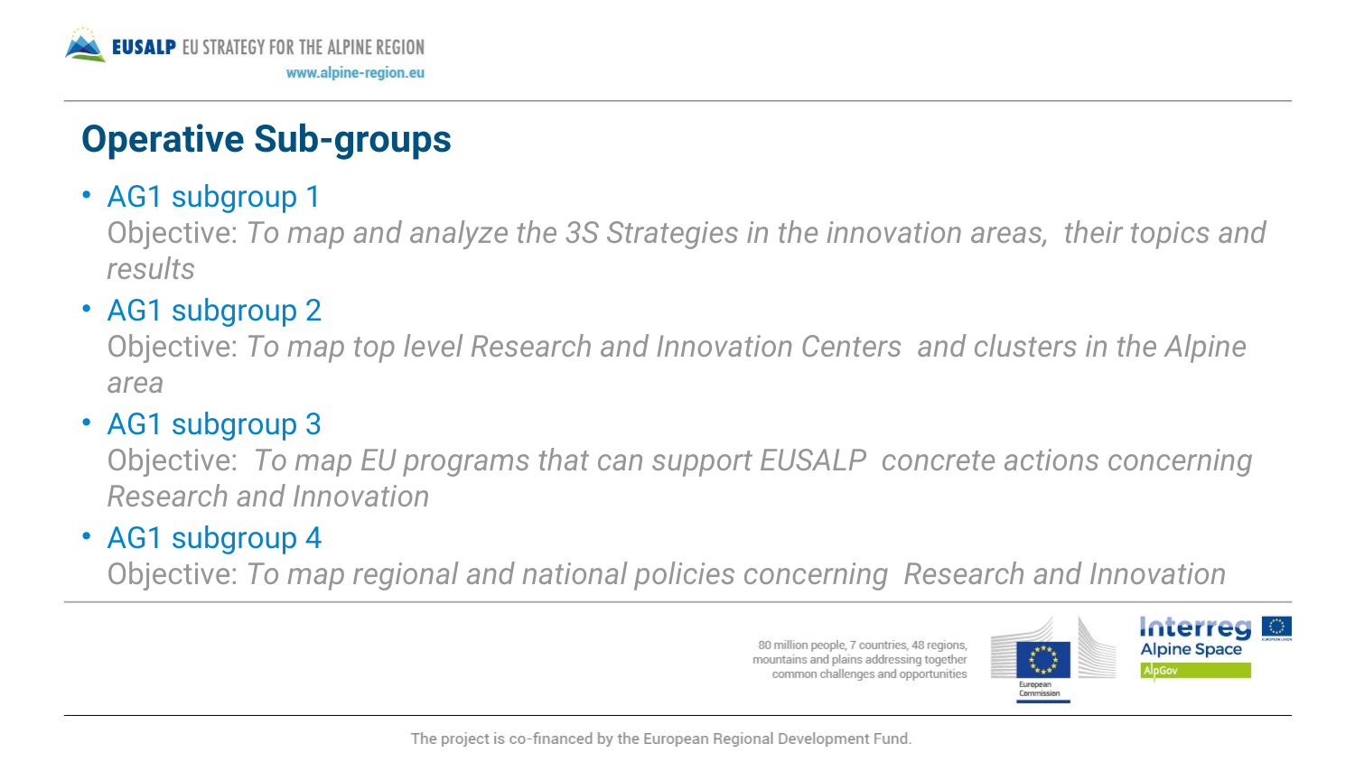## Operative Sub-groups

- AG1 subgroup 1
  Objective: *To map and analyze the 3S Strategies in the innovation areas, their topics and results*
- AG1 subgroup 2
  Objective: *To map top level Research and Innovation Centers and clusters in the Alpine area*
- AG1 subgroup 3
  Objective: *To map EU programs that can support EUSALP concrete actions concerning Research and Innovation*
- AG1 subgroup 4
  Objective: *To map regional and national policies concerning Research and Innovation*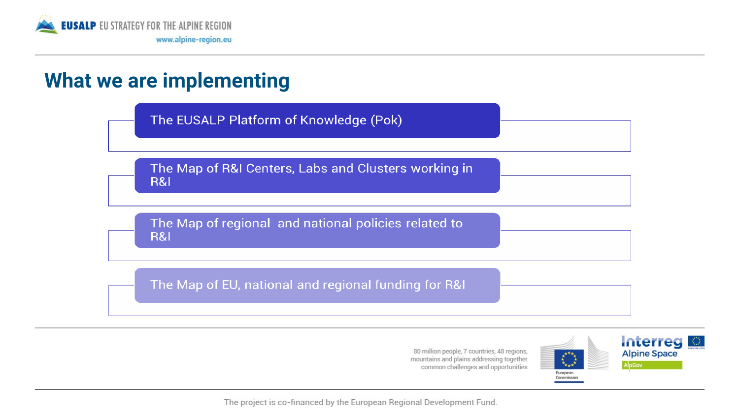## What we are implementing

- The EUSALP Platform of Knowledge (Pok)
- The Map of R&I Centers, Labs and Clusters working in R&I
- The Map of regional and national policies related to R&I
- The Map of EU, national and regional funding for R&I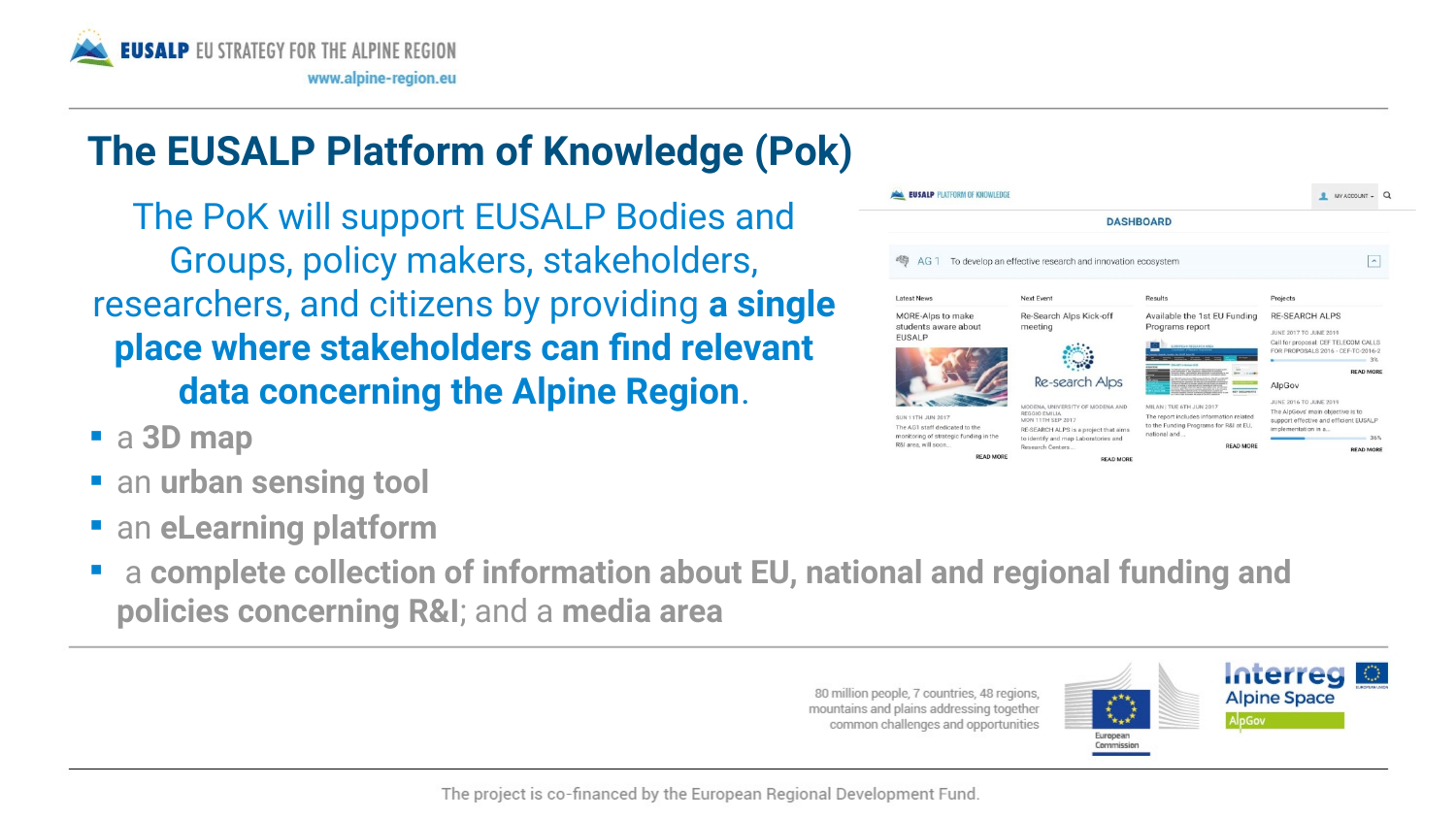# The EUSALP Platform of Knowledge (Pok)

The PoK will support EUSALP Bodies and Groups, policy makers, stakeholders, researchers, and citizens by providing **a single place where stakeholders can find relevant data concerning the Alpine Region**.

- a **3D map**
- an **urban sensing tool**
- an **eLearning platform**
- a **complete collection of information about EU, national and regional funding and policies concerning R&I**; and a **media area**

80 million people, 7 countries, 48 regions, mountains and plains addressing together common challenges and opportunities

The project is co-financed by the European Regional Development Fund.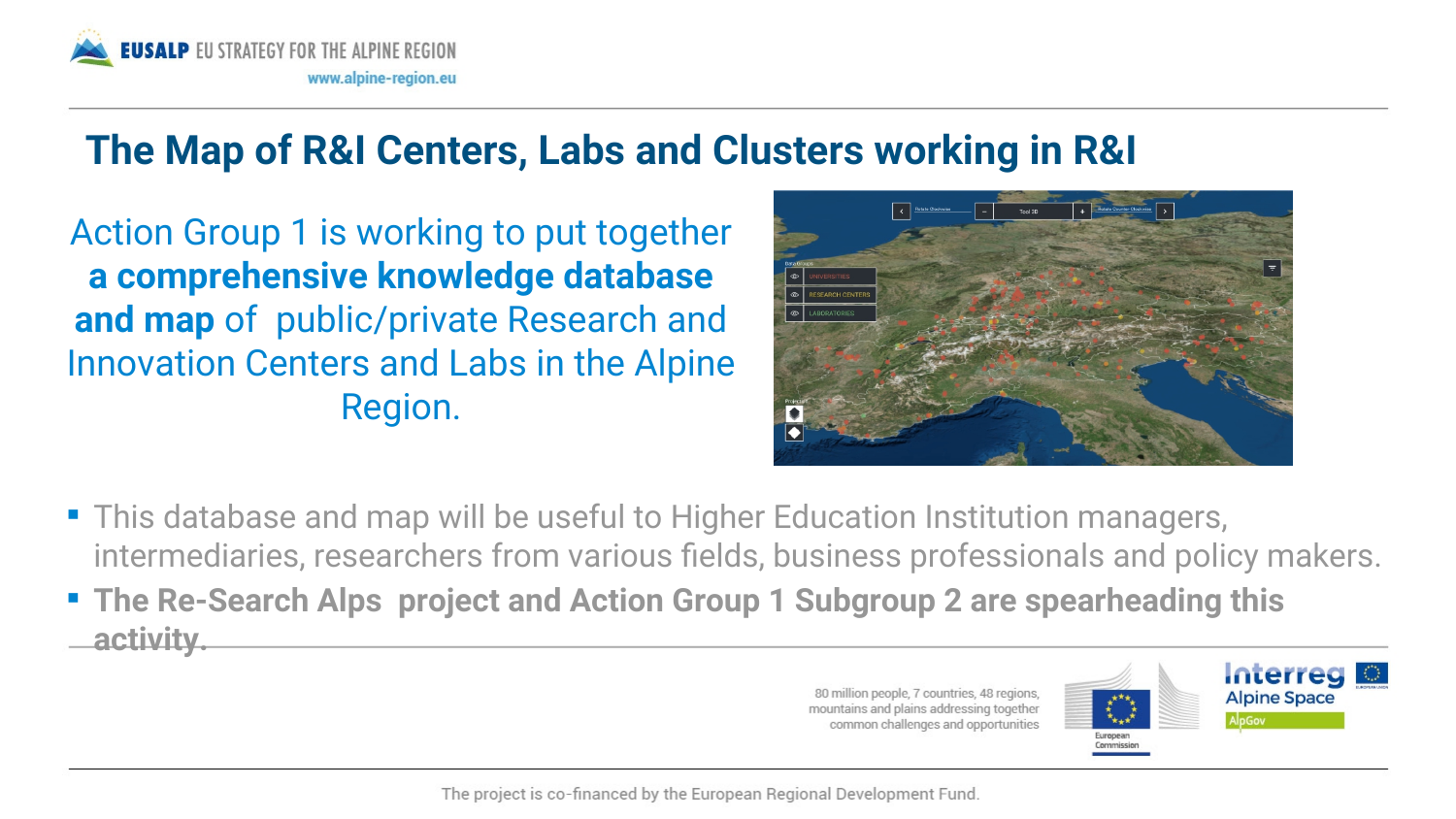# The Map of R&I Centers, Labs and Clusters working in R&I

Action Group 1 is working to put together **a comprehensive knowledge database and map** of public/private Research and Innovation Centers and Labs in the Alpine Region.

- This database and map will be useful to Higher Education Institution managers, intermediaries, researchers from various fields, business professionals and policy makers.
- **The Re-Search Alps project and Action Group 1 Subgroup 2 are spearheading this activity.**

80 million people, 7 countries, 48 regions, mountains and plains addressing together common challenges and opportunities

The project is co-financed by the European Regional Development Fund.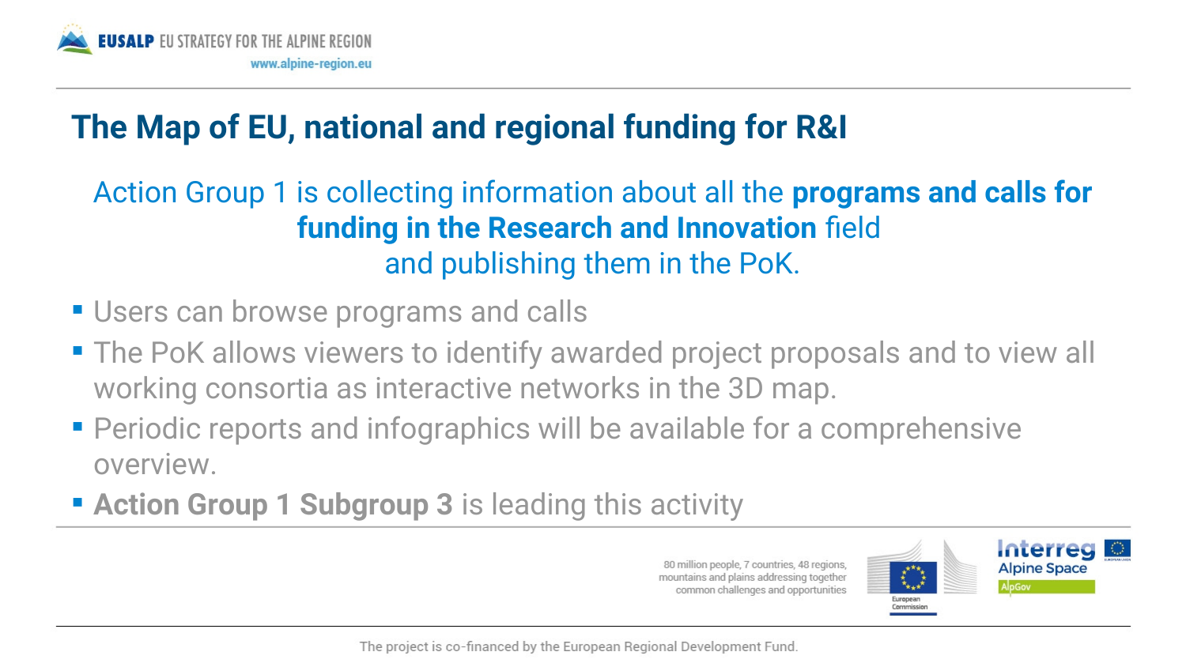# The Map of EU, national and regional funding for R&I

Action Group 1 is collecting information about all the **programs and calls for funding in the Research and Innovation** field and publishing them in the PoK.

- Users can browse programs and calls
- The PoK allows viewers to identify awarded project proposals and to view all working consortia as interactive networks in the 3D map.
- Periodic reports and infographics will be available for a comprehensive overview.
- **Action Group 1 Subgroup 3** is leading this activity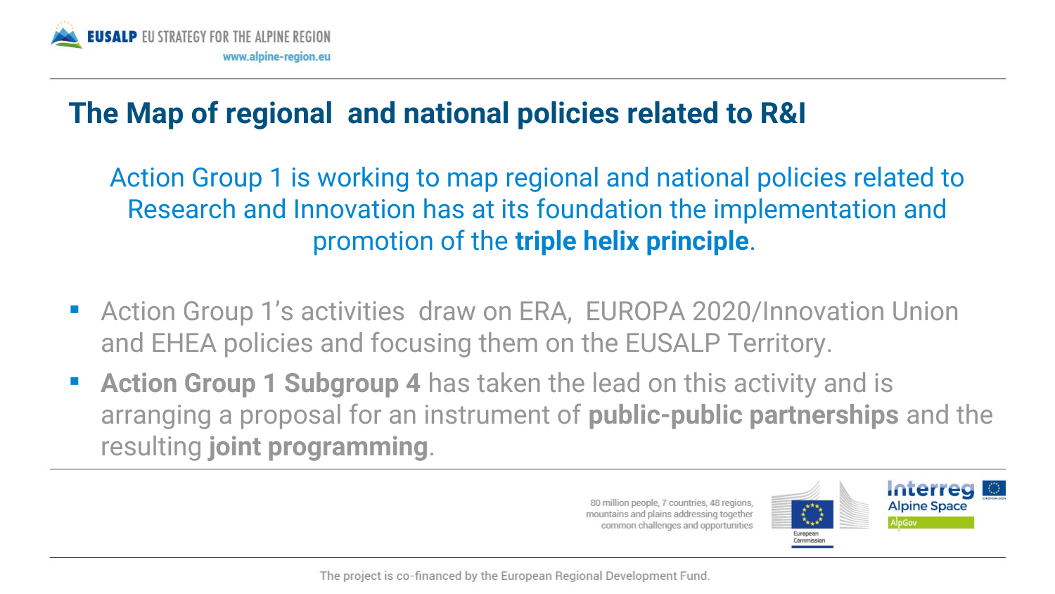# The Map of regional and national policies related to R&I

Action Group 1 is working to map regional and national policies related to Research and Innovation has at its foundation the implementation and promotion of the **triple helix principle**.

- Action Group 1's activities draw on ERA, EUROPA 2020/Innovation Union and EHEA policies and focusing them on the EUSALP Territory.
- **Action Group 1 Subgroup 4** has taken the lead on this activity and is arranging a proposal for an instrument of **public-public partnerships** and the resulting **joint programming**.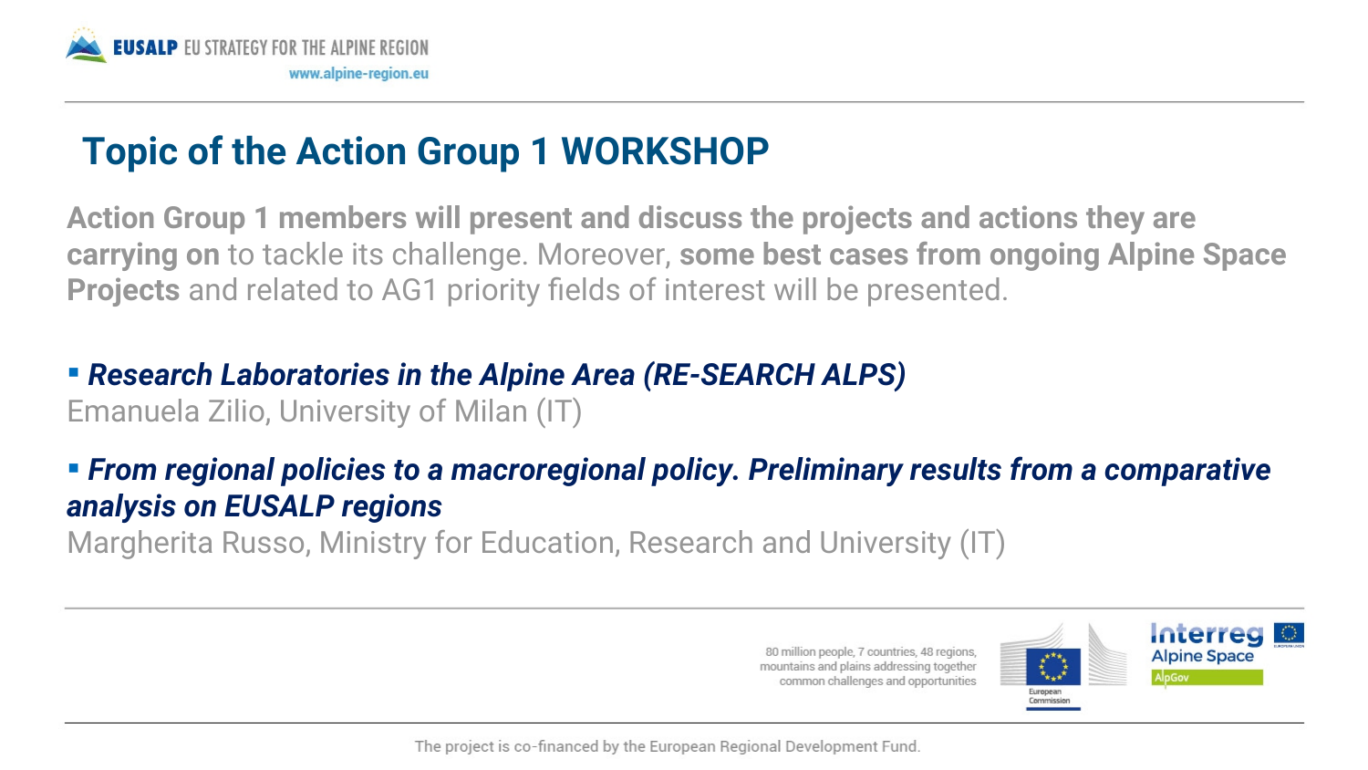## Topic of the Action Group 1 WORKSHOP

**Action Group 1 members will present and discuss the projects and actions they are carrying on** to tackle its challenge. Moreover, **some best cases from ongoing Alpine Space Projects** and related to AG1 priority fields of interest will be presented.

- ***Research Laboratories in the Alpine Area (RE-SEARCH ALPS)***
  Emanuela Zilio, University of Milan (IT)

- ***From regional policies to a macroregional policy. Preliminary results from a comparative analysis on EUSALP regions***
  Margherita Russo, Ministry for Education, Research and University (IT)

80 million people, 7 countries, 48 regions, mountains and plains addressing together common challenges and opportunities

The project is co-financed by the European Regional Development Fund.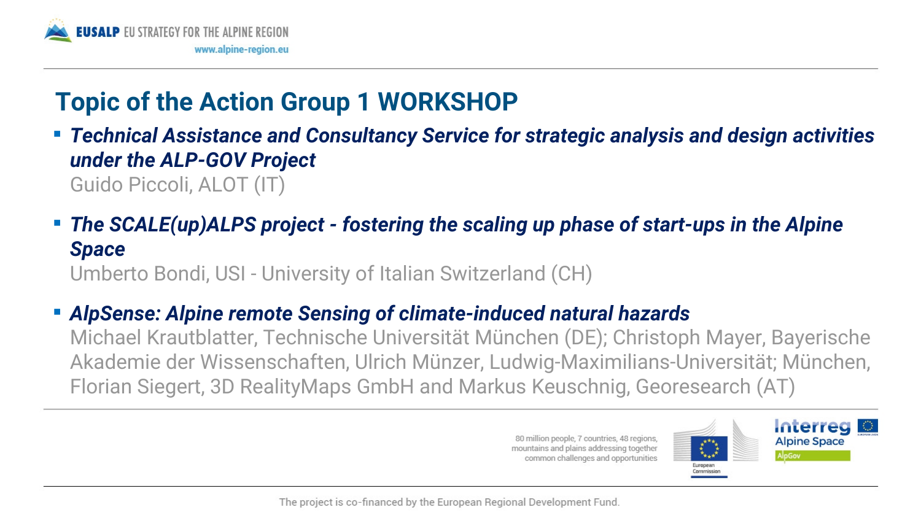## Topic of the Action Group 1 WORKSHOP

- ***Technical Assistance and Consultancy Service for strategic analysis and design activities under the ALP-GOV Project***
  Guido Piccoli, ALOT (IT)

- ***The SCALE(up)ALPS project - fostering the scaling up phase of start-ups in the Alpine Space***
  Umberto Bondi, USI - University of Italian Switzerland (CH)

- ***AlpSense: Alpine remote Sensing of climate-induced natural hazards***
  Michael Krautblatter, Technische Universität München (DE); Christoph Mayer, Bayerische Akademie der Wissenschaften, Ulrich Münzer, Ludwig-Maximilians-Universität; München, Florian Siegert, 3D RealityMaps GmbH and Markus Keuschnig, Georesearch (AT)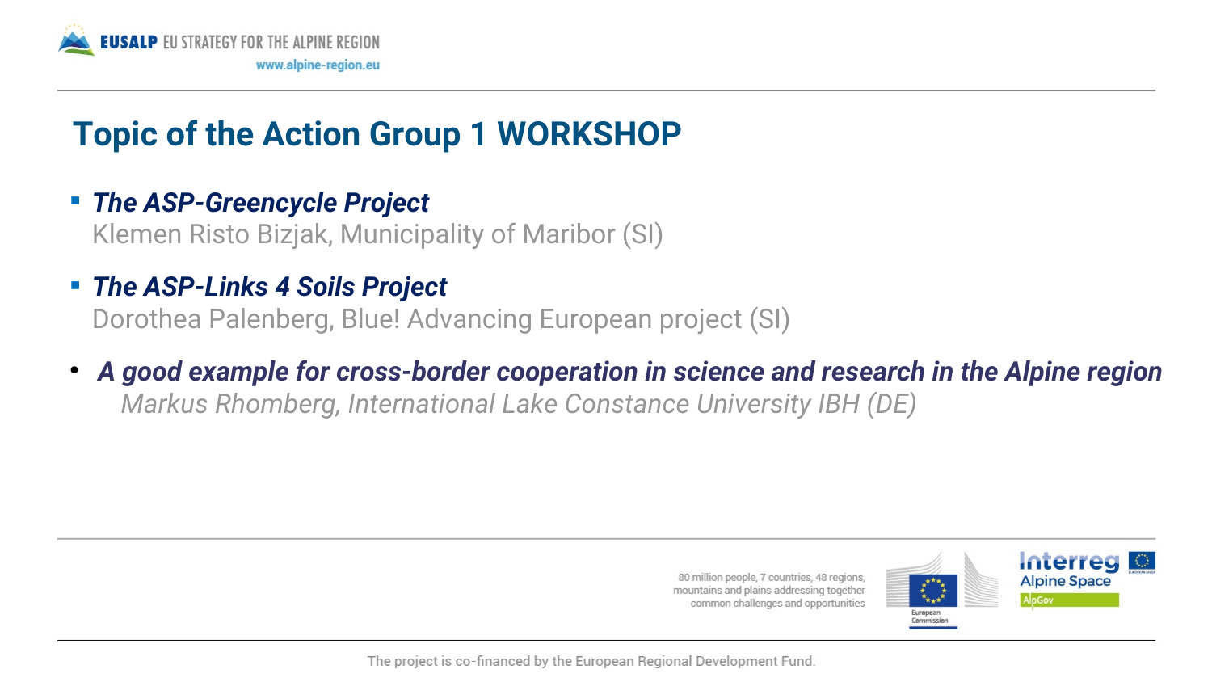# Topic of the Action Group 1 WORKSHOP

- ***The ASP-Greencycle Project***
  Klemen Risto Bizjak, Municipality of Maribor (SI)

- ***The ASP-Links 4 Soils Project***
  Dorothea Palenberg, Blue! Advancing European project (SI)

- ***A good example for cross-border cooperation in science and research in the Alpine region***
  *Markus Rhomberg, International Lake Constance University IBH (DE)*

80 million people, 7 countries, 48 regions, mountains and plains addressing together common challenges and opportunities

The project is co-financed by the European Regional Development Fund.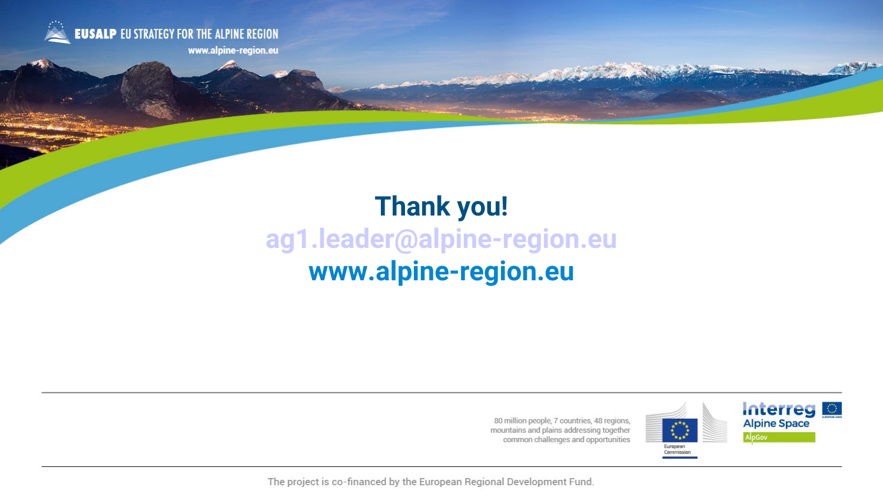EUSALP EU STRATEGY FOR THE ALPINE REGION

www.alpine-region.eu

# Thank you!

ag1.leader@alpine-region.eu

www.alpine-region.eu

80 million people, 7 countries, 48 regions, mountains and plains addressing together common challenges and opportunities

European Commission

Interreg Alpine Space AlpGov

The project is co-financed by the European Regional Development Fund.